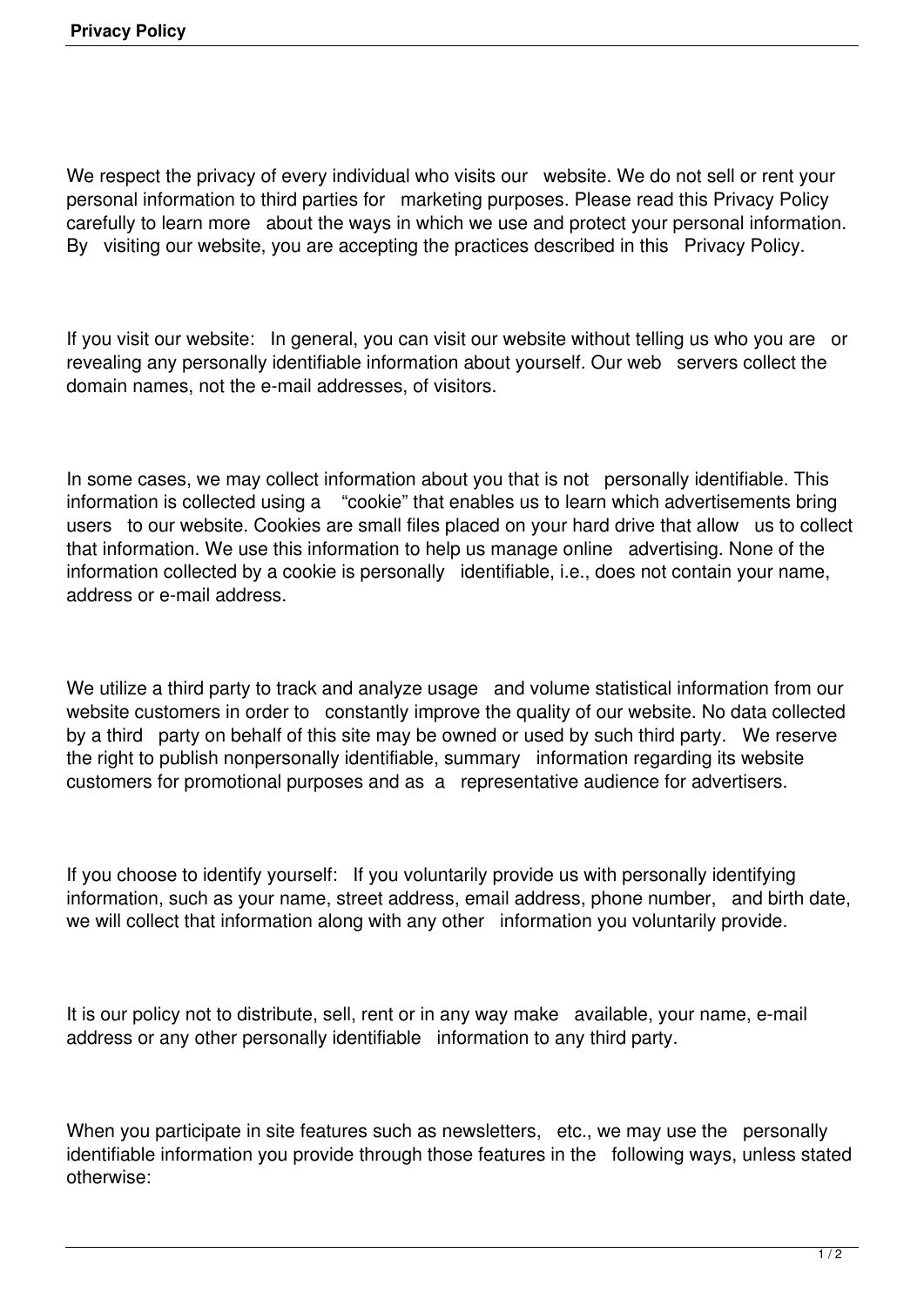# Privacy Policy

We respect the privacy of every individual who visits our website. We do not sell or rent your personal information to third parties for marketing purposes. Please read this Privacy Policy carefully to learn more about the ways in which we use and protect your personal information. By visiting our website, you are accepting the practices described in this Privacy Policy.

If you visit our website: In general, you can visit our website without telling us who you are or revealing any personally identifiable information about yourself. Our web servers collect the domain names, not the e-mail addresses, of visitors.

In some cases, we may collect information about you that is not personally identifiable. This information is collected using a "cookie" that enables us to learn which advertisements bring users to our website. Cookies are small files placed on your hard drive that allow us to collect that information. We use this information to help us manage online advertising. None of the information collected by a cookie is personally identifiable, i.e., does not contain your name, address or e-mail address.

We utilize a third party to track and analyze usage and volume statistical information from our website customers in order to constantly improve the quality of our website. No data collected by a third party on behalf of this site may be owned or used by such third party. We reserve the right to publish nonpersonally identifiable, summary information regarding its website customers for promotional purposes and as a representative audience for advertisers.

If you choose to identify yourself: If you voluntarily provide us with personally identifying information, such as your name, street address, email address, phone number, and birth date, we will collect that information along with any other information you voluntarily provide.

It is our policy not to distribute, sell, rent or in any way make available, your name, e-mail address or any other personally identifiable information to any third party.

When you participate in site features such as newsletters, etc., we may use the personally identifiable information you provide through those features in the following ways, unless stated otherwise: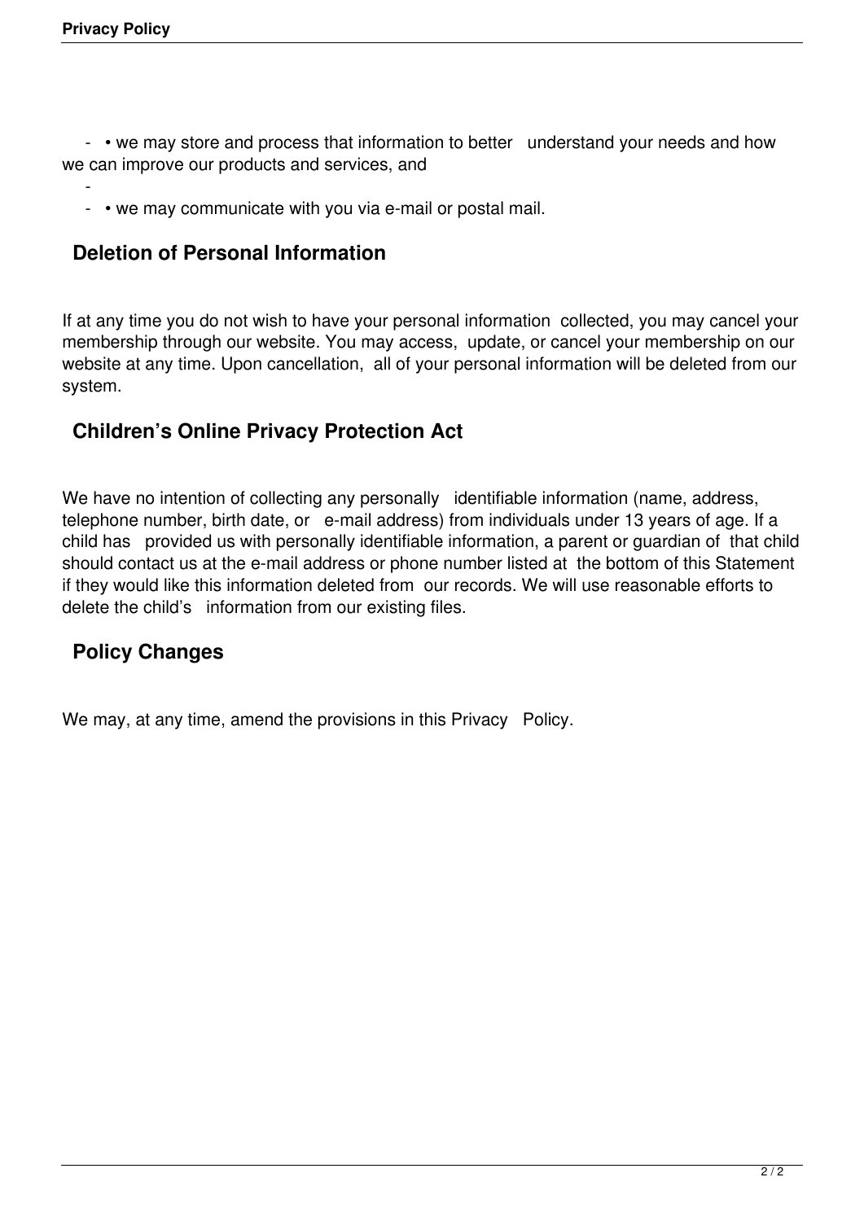- • we may store and process that information to better understand your needs and how we can improve our products and services, and
- • we may communicate with you via e-mail or postal mail.

## Deletion of Personal Information

If at any time you do not wish to have your personal information collected, you may cancel your membership through our website. You may access, update, or cancel your membership on our website at any time. Upon cancellation, all of your personal information will be deleted from our system.

## Children's Online Privacy Protection Act

We have no intention of collecting any personally identifiable information (name, address, telephone number, birth date, or e-mail address) from individuals under 13 years of age. If a child has provided us with personally identifiable information, a parent or guardian of that child should contact us at the e-mail address or phone number listed at the bottom of this Statement if they would like this information deleted from our records. We will use reasonable efforts to delete the child's information from our existing files.

## Policy Changes

We may, at any time, amend the provisions in this Privacy Policy.